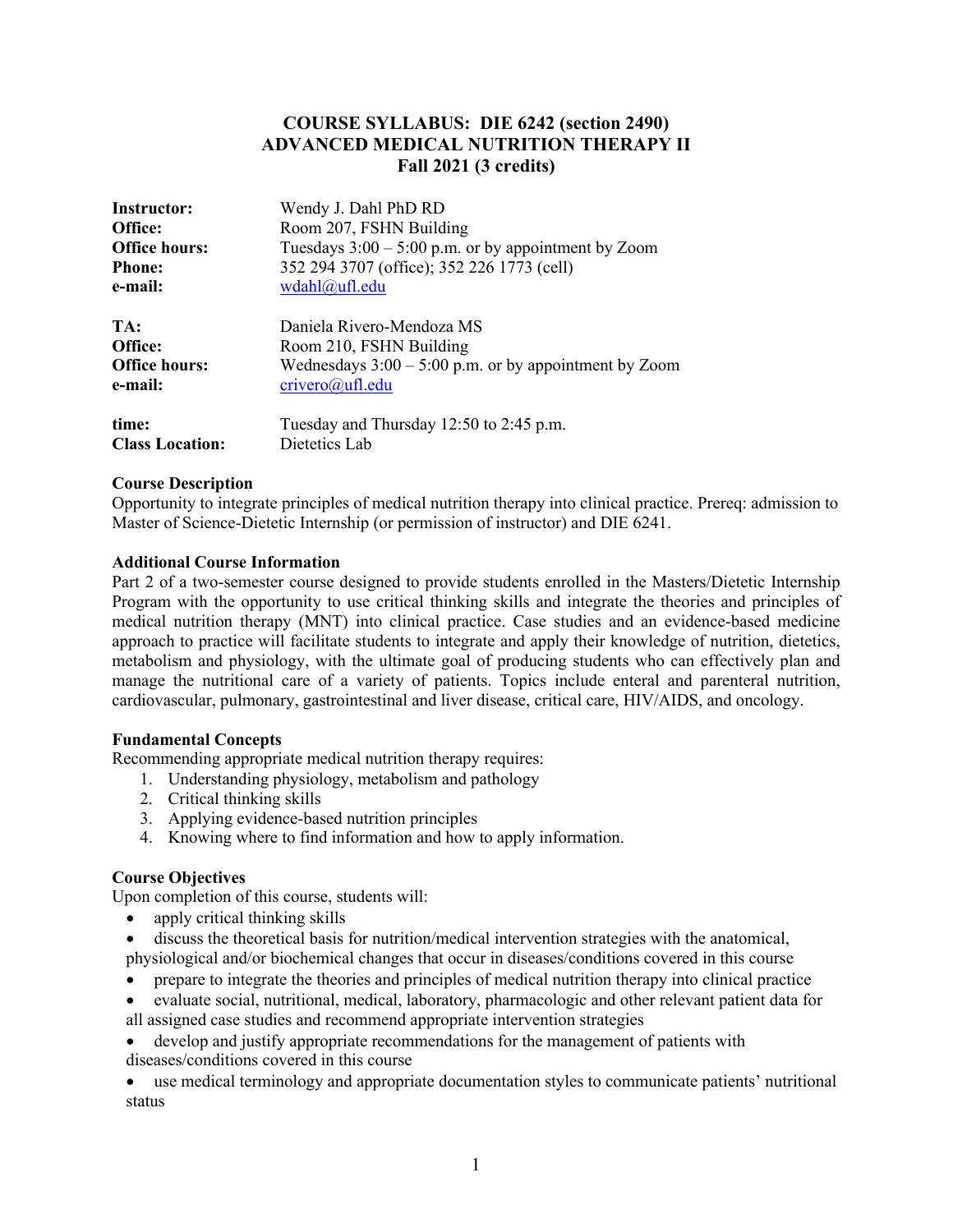# COURSE SYLLABUS: DIE 6242 (section 2490)
# ADVANCED MEDICAL NUTRITION THERAPY II
# Fall 2021 (3 credits)

**Instructor:** Wendy J. Dahl PhD RD
**Office:** Room 207, FSHN Building
**Office hours:** Tuesdays 3:00 – 5:00 p.m. or by appointment by Zoom
**Phone:** 352 294 3707 (office); 352 226 1773 (cell)
**e-mail:** wdahl@ufl.edu

**TA:** Daniela Rivero-Mendoza MS
**Office:** Room 210, FSHN Building
**Office hours:** Wednesdays 3:00 – 5:00 p.m. or by appointment by Zoom
**e-mail:** crivero@ufl.edu

**time:** Tuesday and Thursday 12:50 to 2:45 p.m.
**Class Location:** Dietetics Lab

### Course Description

Opportunity to integrate principles of medical nutrition therapy into clinical practice. Prereq: admission to Master of Science-Dietetic Internship (or permission of instructor) and DIE 6241.

### Additional Course Information

Part 2 of a two-semester course designed to provide students enrolled in the Masters/Dietetic Internship Program with the opportunity to use critical thinking skills and integrate the theories and principles of medical nutrition therapy (MNT) into clinical practice. Case studies and an evidence-based medicine approach to practice will facilitate students to integrate and apply their knowledge of nutrition, dietetics, metabolism and physiology, with the ultimate goal of producing students who can effectively plan and manage the nutritional care of a variety of patients. Topics include enteral and parenteral nutrition, cardiovascular, pulmonary, gastrointestinal and liver disease, critical care, HIV/AIDS, and oncology.

### Fundamental Concepts

Recommending appropriate medical nutrition therapy requires:

1. Understanding physiology, metabolism and pathology
2. Critical thinking skills
3. Applying evidence-based nutrition principles
4. Knowing where to find information and how to apply information.

### Course Objectives

Upon completion of this course, students will:

- apply critical thinking skills
- discuss the theoretical basis for nutrition/medical intervention strategies with the anatomical, physiological and/or biochemical changes that occur in diseases/conditions covered in this course
- prepare to integrate the theories and principles of medical nutrition therapy into clinical practice
- evaluate social, nutritional, medical, laboratory, pharmacologic and other relevant patient data for all assigned case studies and recommend appropriate intervention strategies
- develop and justify appropriate recommendations for the management of patients with diseases/conditions covered in this course
- use medical terminology and appropriate documentation styles to communicate patients' nutritional status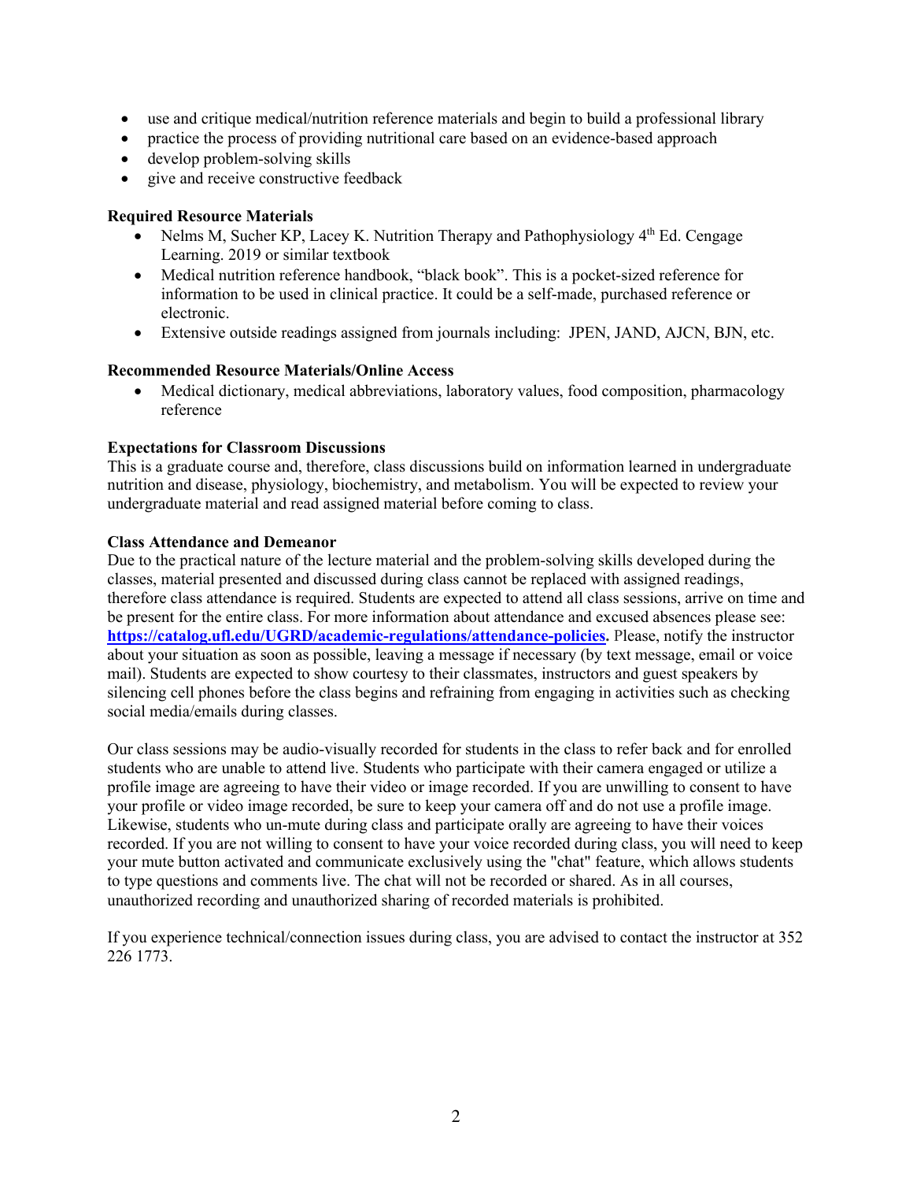- use and critique medical/nutrition reference materials and begin to build a professional library
- practice the process of providing nutritional care based on an evidence-based approach
- develop problem-solving skills
- give and receive constructive feedback

**Required Resource Materials**

- Nelms M, Sucher KP, Lacey K. Nutrition Therapy and Pathophysiology 4th Ed. Cengage Learning. 2019 or similar textbook
- Medical nutrition reference handbook, "black book". This is a pocket-sized reference for information to be used in clinical practice. It could be a self-made, purchased reference or electronic.
- Extensive outside readings assigned from journals including: JPEN, JAND, AJCN, BJN, etc.

**Recommended Resource Materials/Online Access**

- Medical dictionary, medical abbreviations, laboratory values, food composition, pharmacology reference

**Expectations for Classroom Discussions**

This is a graduate course and, therefore, class discussions build on information learned in undergraduate nutrition and disease, physiology, biochemistry, and metabolism. You will be expected to review your undergraduate material and read assigned material before coming to class.

**Class Attendance and Demeanor**

Due to the practical nature of the lecture material and the problem-solving skills developed during the classes, material presented and discussed during class cannot be replaced with assigned readings, therefore class attendance is required. Students are expected to attend all class sessions, arrive on time and be present for the entire class. For more information about attendance and excused absences please see: **https://catalog.ufl.edu/UGRD/academic-regulations/attendance-policies.** Please, notify the instructor about your situation as soon as possible, leaving a message if necessary (by text message, email or voice mail). Students are expected to show courtesy to their classmates, instructors and guest speakers by silencing cell phones before the class begins and refraining from engaging in activities such as checking social media/emails during classes.

Our class sessions may be audio-visually recorded for students in the class to refer back and for enrolled students who are unable to attend live. Students who participate with their camera engaged or utilize a profile image are agreeing to have their video or image recorded. If you are unwilling to consent to have your profile or video image recorded, be sure to keep your camera off and do not use a profile image. Likewise, students who un-mute during class and participate orally are agreeing to have their voices recorded. If you are not willing to consent to have your voice recorded during class, you will need to keep your mute button activated and communicate exclusively using the "chat" feature, which allows students to type questions and comments live. The chat will not be recorded or shared. As in all courses, unauthorized recording and unauthorized sharing of recorded materials is prohibited.

If you experience technical/connection issues during class, you are advised to contact the instructor at 352 226 1773.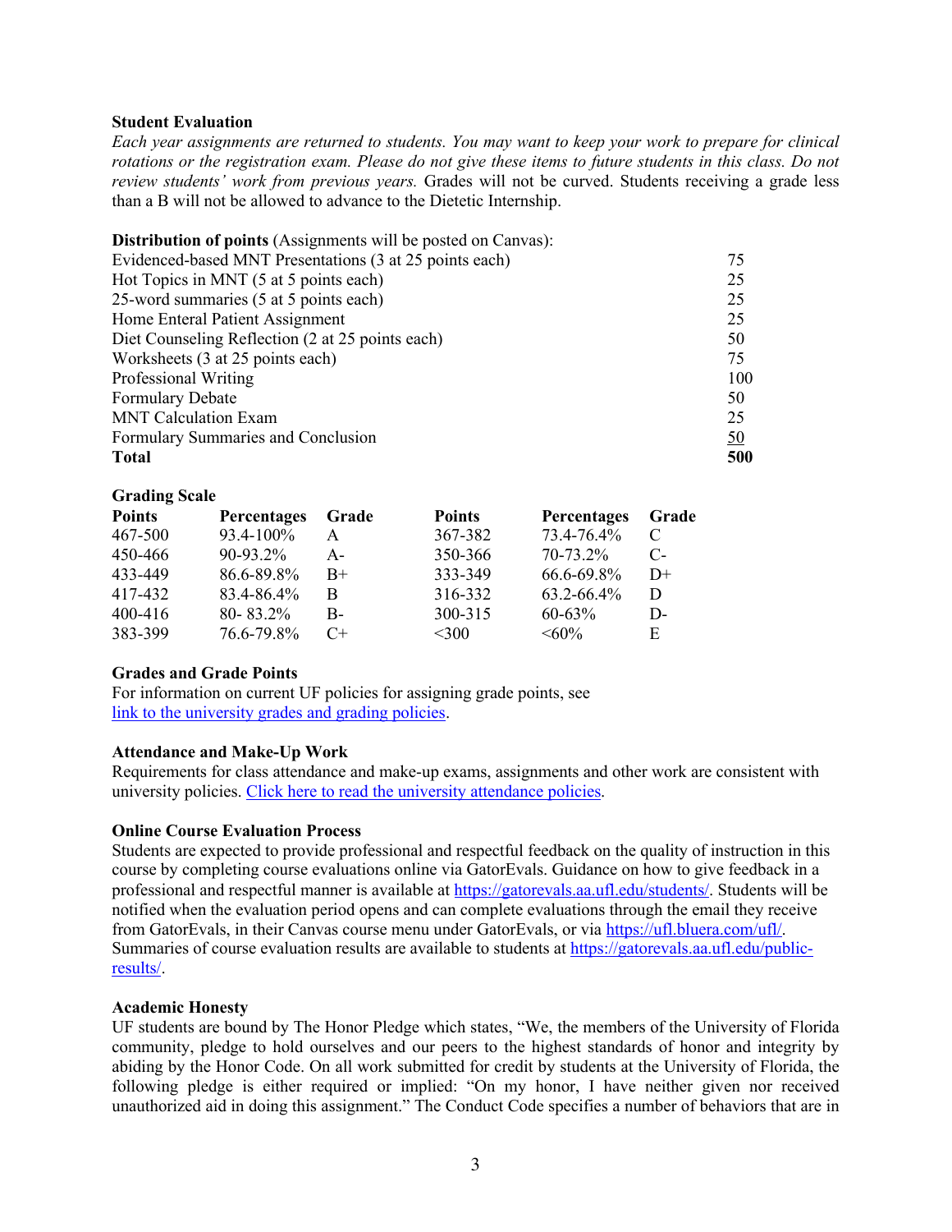**Student Evaluation**

*Each year assignments are returned to students. You may want to keep your work to prepare for clinical rotations or the registration exam. Please do not give these items to future students in this class. Do not review students' work from previous years.* Grades will not be curved. Students receiving a grade less than a B will not be allowed to advance to the Dietetic Internship.

**Distribution of points** (Assignments will be posted on Canvas):

| | |
|---|---|
| Evidenced-based MNT Presentations (3 at 25 points each) | 75 |
| Hot Topics in MNT (5 at 5 points each) | 25 |
| 25-word summaries (5 at 5 points each) | 25 |
| Home Enteral Patient Assignment | 25 |
| Diet Counseling Reflection (2 at 25 points each) | 50 |
| Worksheets (3 at 25 points each) | 75 |
| Professional Writing | 100 |
| Formulary Debate | 50 |
| MNT Calculation Exam | 25 |
| Formulary Summaries and Conclusion | 50 |
| **Total** | **500** |

**Grading Scale**

| Points | Percentages | Grade | Points | Percentages | Grade |
|---|---|---|---|---|---|
| 467-500 | 93.4-100% | A | 367-382 | 73.4-76.4% | C |
| 450-466 | 90-93.2% | A- | 350-366 | 70-73.2% | C- |
| 433-449 | 86.6-89.8% | B+ | 333-349 | 66.6-69.8% | D+ |
| 417-432 | 83.4-86.4% | B | 316-332 | 63.2-66.4% | D |
| 400-416 | 80- 83.2% | B- | 300-315 | 60-63% | D- |
| 383-399 | 76.6-79.8% | C+ | <300 | <60% | E |

**Grades and Grade Points**

For information on current UF policies for assigning grade points, see [link to the university grades and grading policies](link to the university grades and grading policies).

**Attendance and Make-Up Work**

Requirements for class attendance and make-up exams, assignments and other work are consistent with university policies. [Click here to read the university attendance policies](Click here to read the university attendance policies).

**Online Course Evaluation Process**

Students are expected to provide professional and respectful feedback on the quality of instruction in this course by completing course evaluations online via GatorEvals. Guidance on how to give feedback in a professional and respectful manner is available at https://gatorevals.aa.ufl.edu/students/. Students will be notified when the evaluation period opens and can complete evaluations through the email they receive from GatorEvals, in their Canvas course menu under GatorEvals, or via https://ufl.bluera.com/ufl/. Summaries of course evaluation results are available to students at https://gatorevals.aa.ufl.edu/public-results/.

**Academic Honesty**

UF students are bound by The Honor Pledge which states, "We, the members of the University of Florida community, pledge to hold ourselves and our peers to the highest standards of honor and integrity by abiding by the Honor Code. On all work submitted for credit by students at the University of Florida, the following pledge is either required or implied: "On my honor, I have neither given nor received unauthorized aid in doing this assignment." The Conduct Code specifies a number of behaviors that are in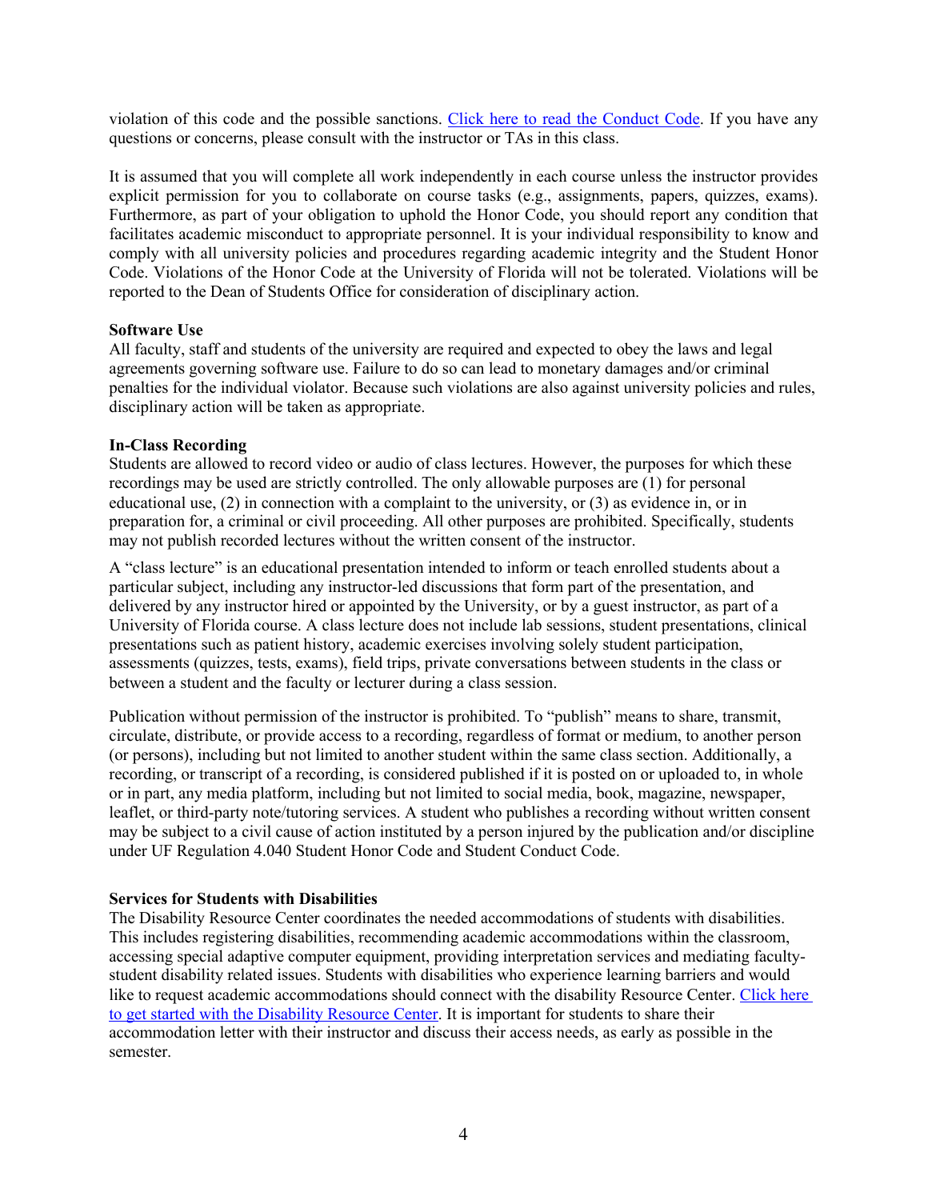violation of this code and the possible sanctions. [Click here to read the Conduct Code](). If you have any questions or concerns, please consult with the instructor or TAs in this class.

It is assumed that you will complete all work independently in each course unless the instructor provides explicit permission for you to collaborate on course tasks (e.g., assignments, papers, quizzes, exams). Furthermore, as part of your obligation to uphold the Honor Code, you should report any condition that facilitates academic misconduct to appropriate personnel. It is your individual responsibility to know and comply with all university policies and procedures regarding academic integrity and the Student Honor Code. Violations of the Honor Code at the University of Florida will not be tolerated. Violations will be reported to the Dean of Students Office for consideration of disciplinary action.

**Software Use**

All faculty, staff and students of the university are required and expected to obey the laws and legal agreements governing software use. Failure to do so can lead to monetary damages and/or criminal penalties for the individual violator. Because such violations are also against university policies and rules, disciplinary action will be taken as appropriate.

**In-Class Recording**

Students are allowed to record video or audio of class lectures. However, the purposes for which these recordings may be used are strictly controlled. The only allowable purposes are (1) for personal educational use, (2) in connection with a complaint to the university, or (3) as evidence in, or in preparation for, a criminal or civil proceeding. All other purposes are prohibited. Specifically, students may not publish recorded lectures without the written consent of the instructor.

A "class lecture" is an educational presentation intended to inform or teach enrolled students about a particular subject, including any instructor-led discussions that form part of the presentation, and delivered by any instructor hired or appointed by the University, or by a guest instructor, as part of a University of Florida course. A class lecture does not include lab sessions, student presentations, clinical presentations such as patient history, academic exercises involving solely student participation, assessments (quizzes, tests, exams), field trips, private conversations between students in the class or between a student and the faculty or lecturer during a class session.

Publication without permission of the instructor is prohibited. To "publish" means to share, transmit, circulate, distribute, or provide access to a recording, regardless of format or medium, to another person (or persons), including but not limited to another student within the same class section. Additionally, a recording, or transcript of a recording, is considered published if it is posted on or uploaded to, in whole or in part, any media platform, including but not limited to social media, book, magazine, newspaper, leaflet, or third-party note/tutoring services. A student who publishes a recording without written consent may be subject to a civil cause of action instituted by a person injured by the publication and/or discipline under UF Regulation 4.040 Student Honor Code and Student Conduct Code.

**Services for Students with Disabilities**

The Disability Resource Center coordinates the needed accommodations of students with disabilities. This includes registering disabilities, recommending academic accommodations within the classroom, accessing special adaptive computer equipment, providing interpretation services and mediating faculty-student disability related issues. Students with disabilities who experience learning barriers and would like to request academic accommodations should connect with the disability Resource Center. [Click here to get started with the Disability Resource Center](). It is important for students to share their accommodation letter with their instructor and discuss their access needs, as early as possible in the semester.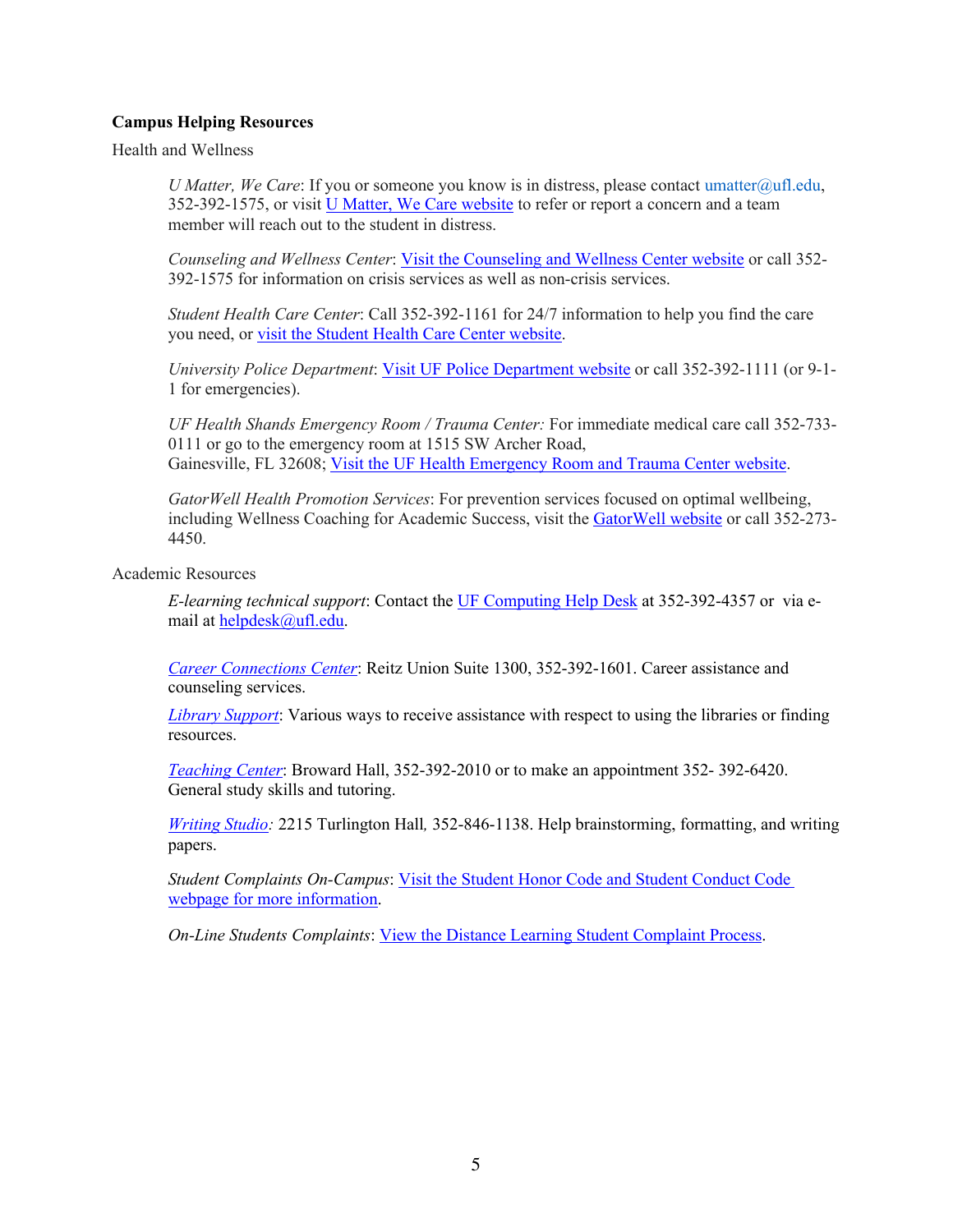**Campus Helping Resources**

Health and Wellness

> *U Matter, We Care*: If you or someone you know is in distress, please contact umatter@ufl.edu, 352-392-1575, or visit U Matter, We Care website to refer or report a concern and a team member will reach out to the student in distress.
>
> *Counseling and Wellness Center*: Visit the Counseling and Wellness Center website or call 352-392-1575 for information on crisis services as well as non-crisis services.
>
> *Student Health Care Center*: Call 352-392-1161 for 24/7 information to help you find the care you need, or visit the Student Health Care Center website.
>
> *University Police Department*: Visit UF Police Department website or call 352-392-1111 (or 9-1-1 for emergencies).
>
> *UF Health Shands Emergency Room / Trauma Center:* For immediate medical care call 352-733-0111 or go to the emergency room at 1515 SW Archer Road, Gainesville, FL 32608; Visit the UF Health Emergency Room and Trauma Center website.
>
> *GatorWell Health Promotion Services*: For prevention services focused on optimal wellbeing, including Wellness Coaching for Academic Success, visit the GatorWell website or call 352-273-4450.

Academic Resources

> *E-learning technical support*: Contact the UF Computing Help Desk at 352-392-4357 or via e-mail at helpdesk@ufl.edu.
>
> *Career Connections Center*: Reitz Union Suite 1300, 352-392-1601. Career assistance and counseling services.
>
> *Library Support*: Various ways to receive assistance with respect to using the libraries or finding resources.
>
> *Teaching Center*: Broward Hall, 352-392-2010 or to make an appointment 352- 392-6420. General study skills and tutoring.
>
> *Writing Studio:* 2215 Turlington Hall, 352-846-1138. Help brainstorming, formatting, and writing papers.
>
> *Student Complaints On-Campus*: Visit the Student Honor Code and Student Conduct Code webpage for more information.
>
> *On-Line Students Complaints*: View the Distance Learning Student Complaint Process.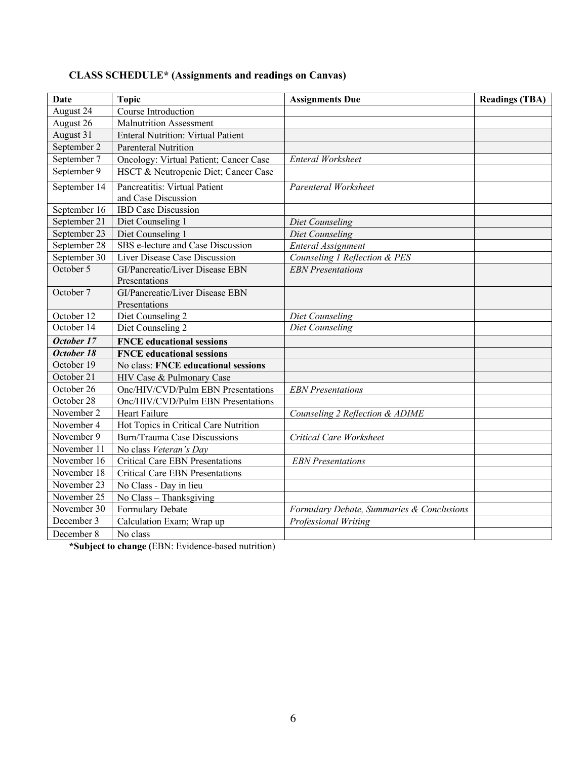**CLASS SCHEDULE* (Assignments and readings on Canvas)**

| Date | Topic | Assignments Due | Readings (TBA) |
|---|---|---|---|
| August 24 | Course Introduction | | |
| August 26 | Malnutrition Assessment | | |
| August 31 | Enteral Nutrition: Virtual Patient | | |
| September 2 | Parenteral Nutrition | | |
| September 7 | Oncology: Virtual Patient; Cancer Case | *Enteral Worksheet* | |
| September 9 | HSCT & Neutropenic Diet; Cancer Case | | |
| September 14 | Pancreatitis: Virtual Patient and Case Discussion | *Parenteral Worksheet* | |
| September 16 | IBD Case Discussion | | |
| September 21 | Diet Counseling 1 | *Diet Counseling* | |
| September 23 | Diet Counseling 1 | *Diet Counseling* | |
| September 28 | SBS e-lecture and Case Discussion | *Enteral Assignment* | |
| September 30 | Liver Disease Case Discussion | *Counseling 1 Reflection & PES* | |
| October 5 | GI/Pancreatic/Liver Disease EBN Presentations | *EBN Presentations* | |
| October 7 | GI/Pancreatic/Liver Disease EBN Presentations | | |
| October 12 | Diet Counseling 2 | *Diet Counseling* | |
| October 14 | Diet Counseling 2 | *Diet Counseling* | |
| ***October 17*** | **FNCE educational sessions** | | |
| ***October 18*** | **FNCE educational sessions** | | |
| October 19 | No class: **FNCE educational sessions** | | |
| October 21 | HIV Case & Pulmonary Case | | |
| October 26 | Onc/HIV/CVD/Pulm EBN Presentations | *EBN Presentations* | |
| October 28 | Onc/HIV/CVD/Pulm EBN Presentations | | |
| November 2 | Heart Failure | *Counseling 2 Reflection & ADIME* | |
| November 4 | Hot Topics in Critical Care Nutrition | | |
| November 9 | Burn/Trauma Case Discussions | *Critical Care Worksheet* | |
| November 11 | No class *Veteran's Day* | | |
| November 16 | Critical Care EBN Presentations | *EBN Presentations* | |
| November 18 | Critical Care EBN Presentations | | |
| November 23 | No Class - Day in lieu | | |
| November 25 | No Class – Thanksgiving | | |
| November 30 | Formulary Debate | *Formulary Debate, Summaries & Conclusions* | |
| December 3 | Calculation Exam; Wrap up | *Professional Writing* | |
| December 8 | No class | | |

**\*Subject to change (**EBN: Evidence-based nutrition)